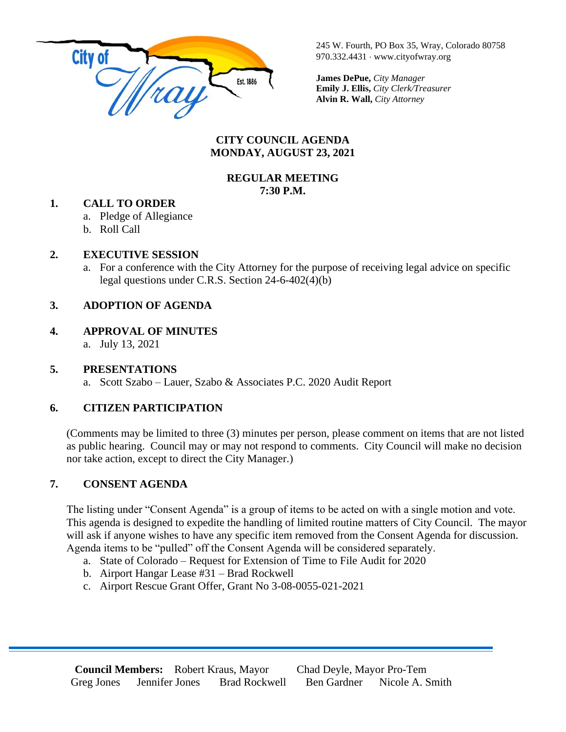City of Wray
Est. 1886

245 W. Fourth, PO Box 35, Wray, Colorado 80758
970.332.4431 · www.cityofwray.org

**James DePue,** *City Manager*
**Emily J. Ellis,** *City Clerk/Treasurer*
**Alvin R. Wall,** *City Attorney*

# CITY COUNCIL AGENDA
# MONDAY, AUGUST 23, 2021

## REGULAR MEETING
## 7:30 P.M.

**1. CALL TO ORDER**

a. Pledge of Allegiance
b. Roll Call

**2. EXECUTIVE SESSION**

a. For a conference with the City Attorney for the purpose of receiving legal advice on specific legal questions under C.R.S. Section 24-6-402(4)(b)

**3. ADOPTION OF AGENDA**

**4. APPROVAL OF MINUTES**

a. July 13, 2021

**5. PRESENTATIONS**

a. Scott Szabo – Lauer, Szabo & Associates P.C. 2020 Audit Report

**6. CITIZEN PARTICIPATION**

(Comments may be limited to three (3) minutes per person, please comment on items that are not listed as public hearing. Council may or may not respond to comments. City Council will make no decision nor take action, except to direct the City Manager.)

**7. CONSENT AGENDA**

The listing under "Consent Agenda" is a group of items to be acted on with a single motion and vote. This agenda is designed to expedite the handling of limited routine matters of City Council. The mayor will ask if anyone wishes to have any specific item removed from the Consent Agenda for discussion. Agenda items to be "pulled" off the Consent Agenda will be considered separately.

a. State of Colorado – Request for Extension of Time to File Audit for 2020
b. Airport Hangar Lease #31 – Brad Rockwell
c. Airport Rescue Grant Offer, Grant No 3-08-0055-021-2021

---

**Council Members:** Robert Kraus, Mayor Chad Deyle, Mayor Pro-Tem
Greg Jones Jennifer Jones Brad Rockwell Ben Gardner Nicole A. Smith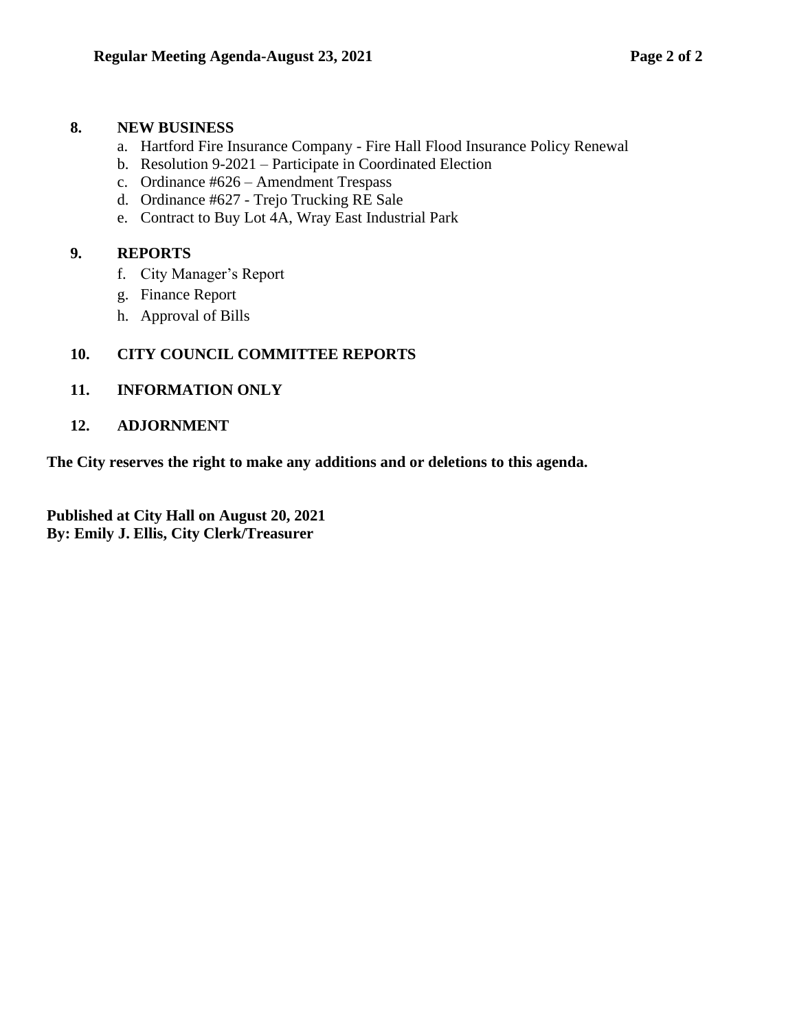## 8. NEW BUSINESS

a. Hartford Fire Insurance Company - Fire Hall Flood Insurance Policy Renewal
b. Resolution 9-2021 – Participate in Coordinated Election
c. Ordinance #626 – Amendment Trespass
d. Ordinance #627 - Trejo Trucking RE Sale
e. Contract to Buy Lot 4A, Wray East Industrial Park

## 9. REPORTS

f. City Manager's Report
g. Finance Report
h. Approval of Bills

## 10. CITY COUNCIL COMMITTEE REPORTS

## 11. INFORMATION ONLY

## 12. ADJOURNMENT

**The City reserves the right to make any additions and or deletions to this agenda.**

**Published at City Hall on August 20, 2021**
**By: Emily J. Ellis, City Clerk/Treasurer**